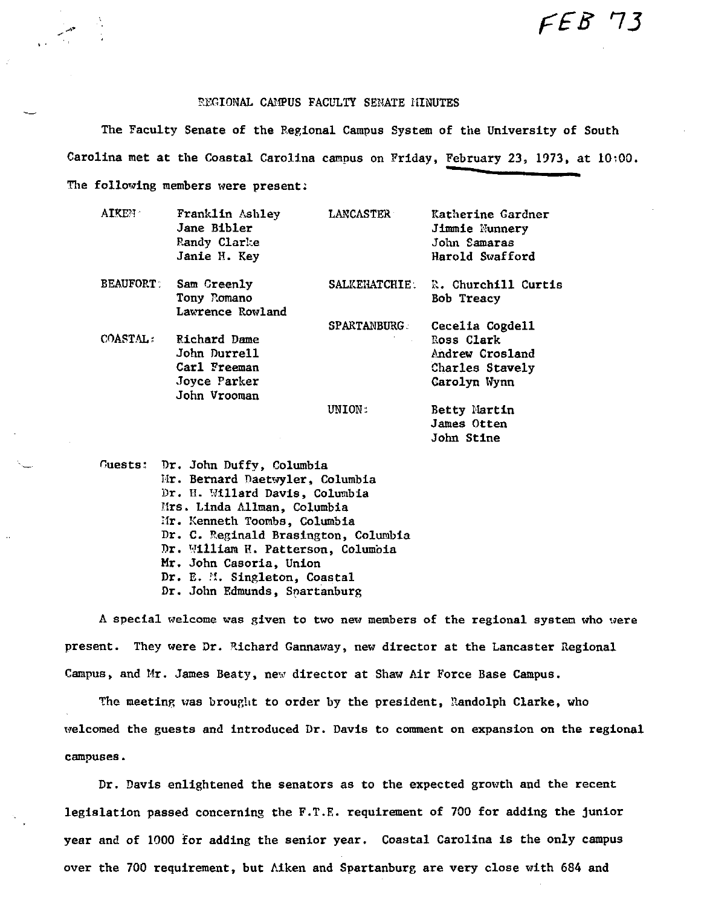FEB 73

# REGIONAL CAMPUS FACULTY SENATE MINUTES

The Faculty Senate of the Regional Campus System of the University of South Carolina met at the Coastal Carolina campus on Friday, February 23, 1973, at 10:00. The following members were present:

| | | | |
|---|---|---|---|
| AIKEN: | Franklin Ashley<br>Jane Bibler<br>Randy Clarke<br>Janie H. Key | LANCASTER: | Katherine Gardner<br>Jimmie Nunnery<br>John Samaras<br>Harold Swafford |
| BEAUFORT: | Sam Greenly<br>Tony Romano<br>Lawrence Rowland | SALKEHATCHIE: | R. Churchill Curtis<br>Bob Treacy |
| COASTAL: | Richard Dame<br>John Durrell<br>Carl Freeman<br>Joyce Parker<br>John Vrooman | SPARTANBURG: | Cecelia Cogdell<br>Ross Clark<br>Andrew Crosland<br>Charles Stavely<br>Carolyn Wynn |
| | | UNION: | Betty Martin<br>James Otten<br>John Stine |

Guests:
- Dr. John Duffy, Columbia
- Mr. Bernard Daetwyler, Columbia
- Dr. H. Willard Davis, Columbia
- Mrs. Linda Allman, Columbia
- Mr. Kenneth Toombs, Columbia
- Dr. C. Reginald Brasington, Columbia
- Dr. William H. Patterson, Columbia
- Mr. John Casoria, Union
- Dr. E. M. Singleton, Coastal
- Dr. John Edmunds, Spartanburg

A special welcome was given to two new members of the regional system who were present. They were Dr. Richard Gannaway, new director at the Lancaster Regional Campus, and Mr. James Beaty, new director at Shaw Air Force Base Campus.

The meeting was brought to order by the president, Randolph Clarke, who welcomed the guests and introduced Dr. Davis to comment on expansion on the regional campuses.

Dr. Davis enlightened the senators as to the expected growth and the recent legislation passed concerning the F.T.E. requirement of 700 for adding the junior year and of 1000 for adding the senior year. Coastal Carolina is the only campus over the 700 requirement, but Aiken and Spartanburg are very close with 684 and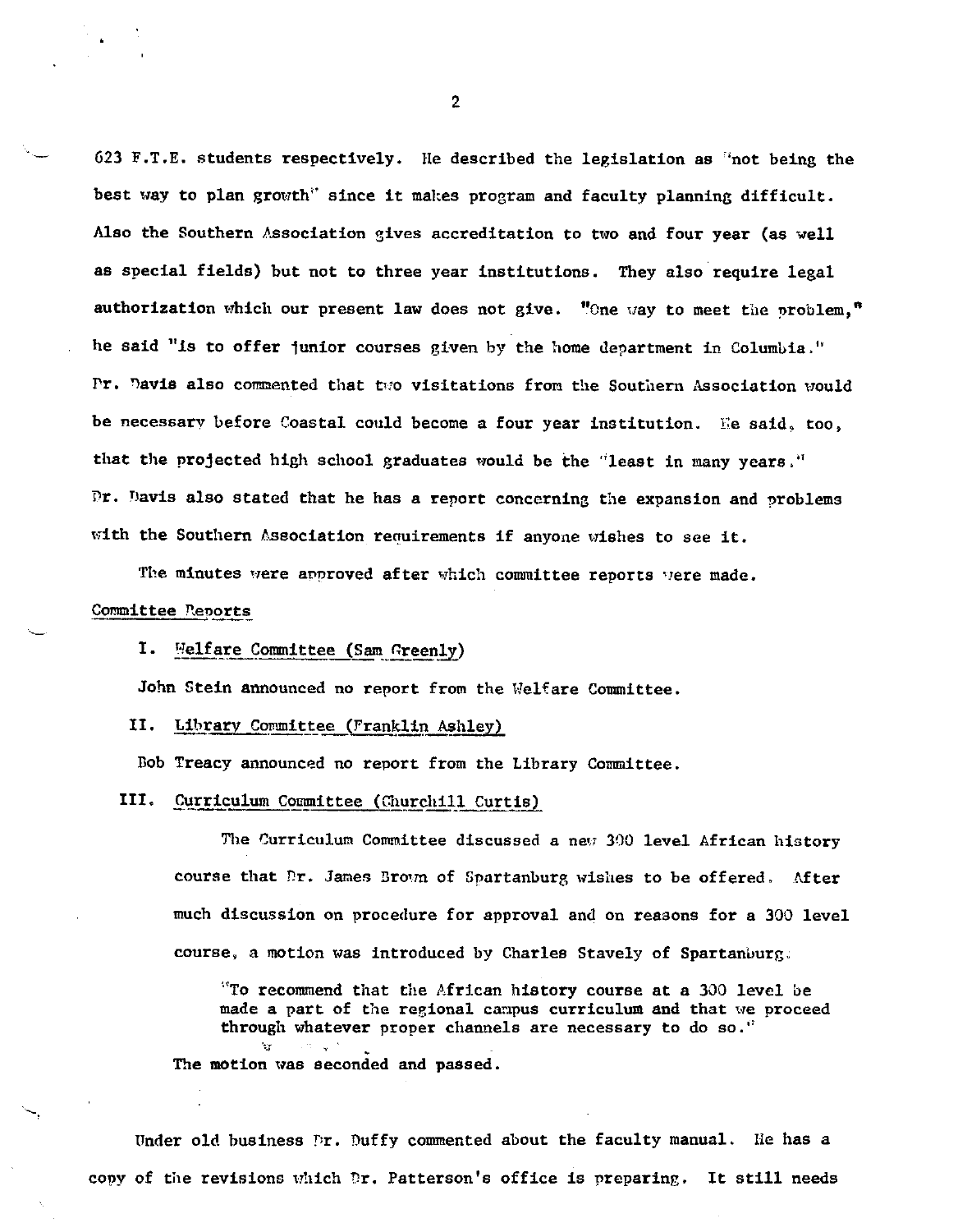623 F.T.E. students respectively. He described the legislation as "not being the best way to plan growth" since it makes program and faculty planning difficult. Also the Southern Association gives accreditation to two and four year (as well as special fields) but not to three year institutions. They also require legal authorization which our present law does not give. "One way to meet the problem," he said "is to offer junior courses given by the home department in Columbia." Dr. Davis also commented that two visitations from the Southern Association would be necessary before Coastal could become a four year institution. He said, too, that the projected high school graduates would be the "least in many years." Dr. Davis also stated that he has a report concerning the expansion and problems with the Southern Association requirements if anyone wishes to see it.

The minutes were approved after which committee reports were made.

Committee Reports

I. Welfare Committee (Sam Greenly)

John Stein announced no report from the Welfare Committee.

II. Library Committee (Franklin Ashley)

Bob Treacy announced no report from the Library Committee.

III. Curriculum Committee (Churchill Curtis)

The Curriculum Committee discussed a new 300 level African history course that Dr. James Brown of Spartanburg wishes to be offered. After much discussion on procedure for approval and on reasons for a 300 level course, a motion was introduced by Charles Stavely of Spartanburg.

> "To recommend that the African history course at a 300 level be made a part of the regional campus curriculum and that we proceed through whatever proper channels are necessary to do so."

The motion was seconded and passed.

Under old business Dr. Duffy commented about the faculty manual. He has a copy of the revisions which Dr. Patterson's office is preparing. It still needs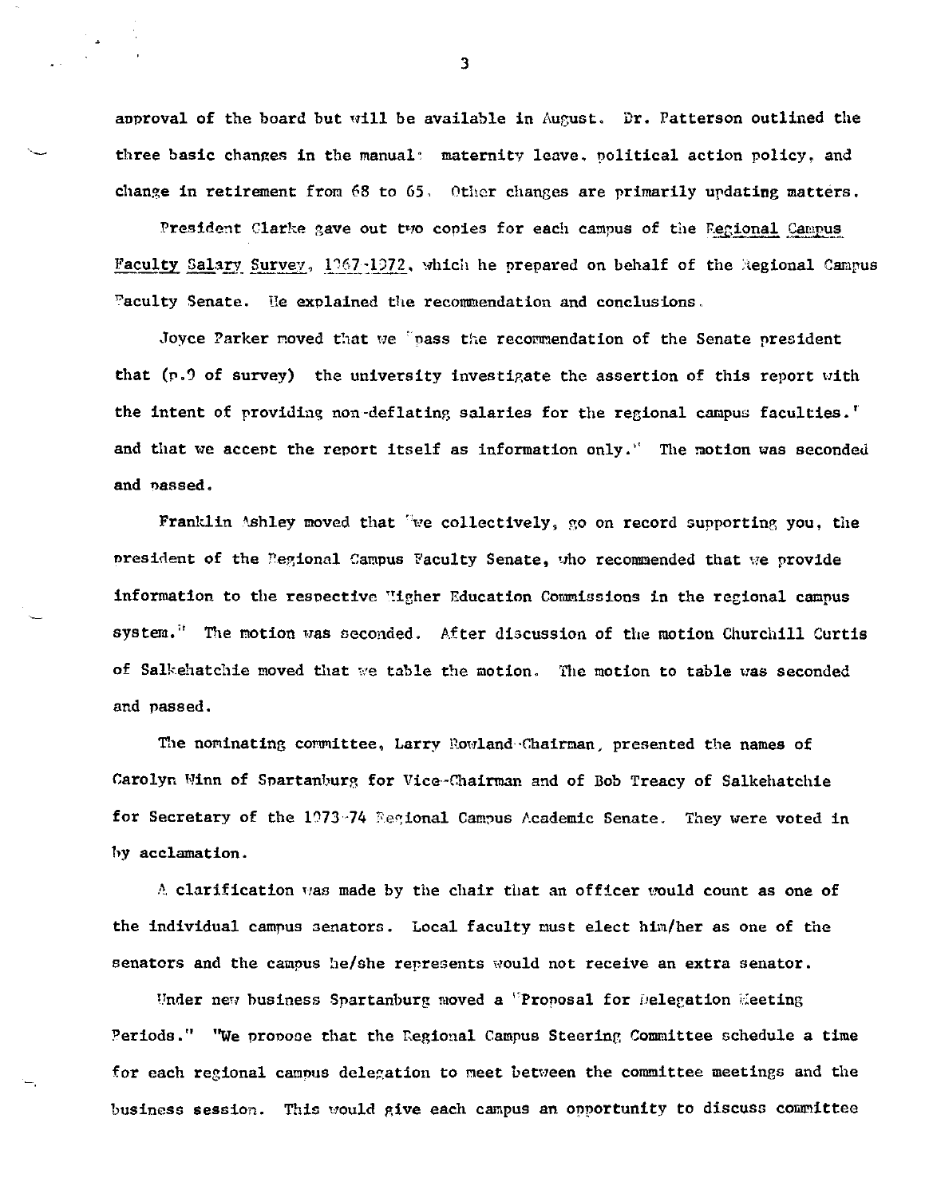approval of the board but will be available in August. Dr. Patterson outlined the three basic changes in the manual: maternity leave, political action policy, and change in retirement from 68 to 65. Other changes are primarily updating matters.

President Clarke gave out two copies for each campus of the Regional Campus Faculty Salary Survey, 1967-1972, which he prepared on behalf of the Regional Campus Faculty Senate. He explained the recommendation and conclusions.

Joyce Parker moved that we "pass the recommendation of the Senate president that (p.9 of survey) the university investigate the assertion of this report with the intent of providing non-deflating salaries for the regional campus faculties.' and that we accept the report itself as information only." The motion was seconded and passed.

Franklin Ashley moved that "we collectively, go on record supporting you, the president of the Regional Campus Faculty Senate, who recommended that we provide information to the respective Higher Education Commissions in the regional campus system." The motion was seconded. After discussion of the motion Churchill Curtis of Salkehatchie moved that we table the motion. The motion to table was seconded and passed.

The nominating committee, Larry Rowland-Chairman, presented the names of Carolyn Winn of Spartanburg for Vice-Chairman and of Bob Treacy of Salkehatchie for Secretary of the 1973-74 Regional Campus Academic Senate. They were voted in by acclamation.

A clarification was made by the chair that an officer would count as one of the individual campus senators. Local faculty must elect him/her as one of the senators and the campus he/she represents would not receive an extra senator.

Under new business Spartanburg moved a "Proposal for Delegation Meeting Periods." "We propose that the Regional Campus Steering Committee schedule a time for each regional campus delegation to meet between the committee meetings and the business session. This would give each campus an opportunity to discuss committee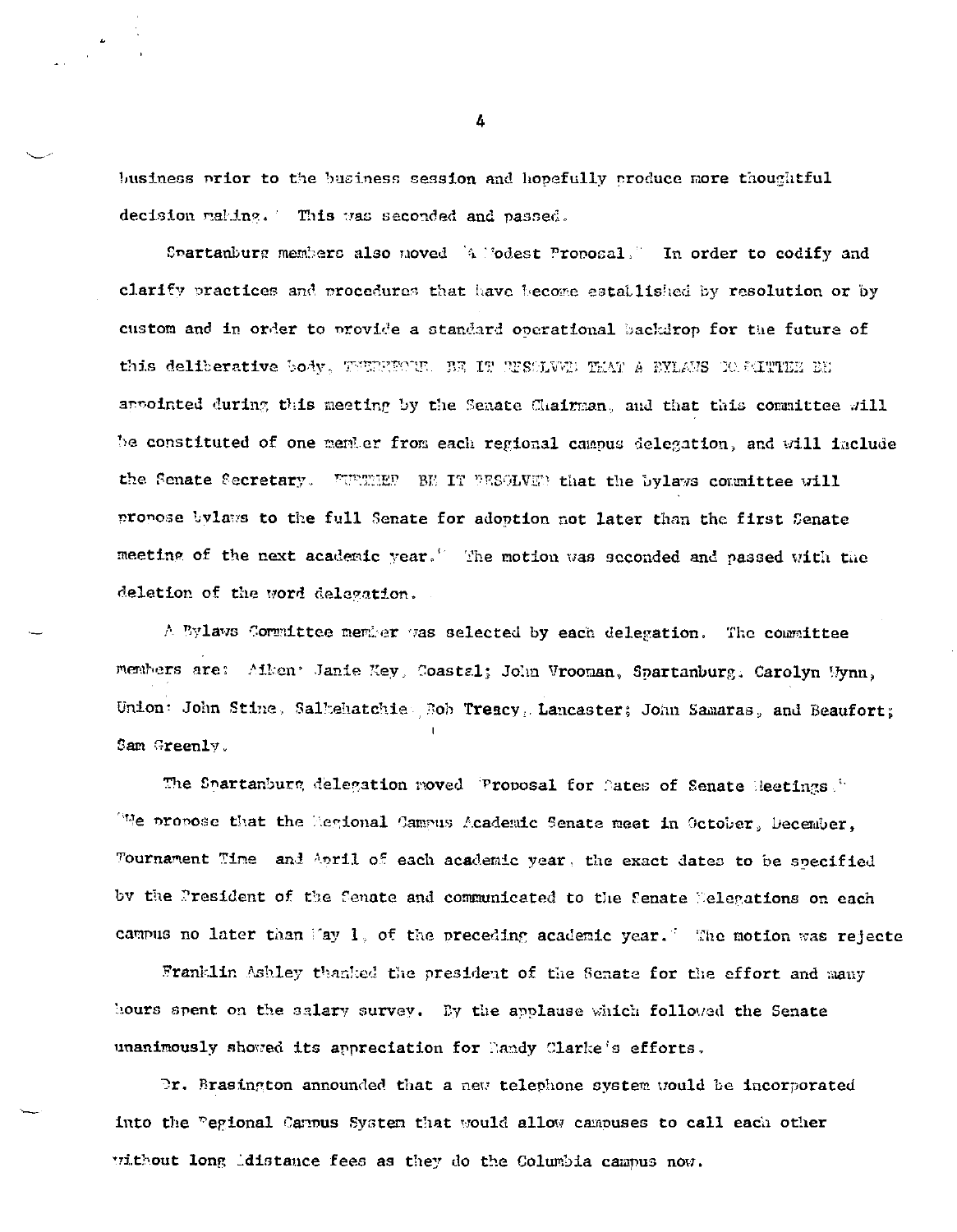business prior to the business session and hopefully produce more thoughtful decision making." This was seconded and passed.

Spartanburg members also moved "A Modest Proposal." In order to codify and clarify practices and procedures that have become established by resolution or by custom and in order to provide a standard operational backdrop for the future of this deliberative body, THEREFORE BE IT RESOLVED THAT A BYLAWS COMMITTEE BE appointed during this meeting by the Senate Chairman, and that this committee will be constituted of one member from each regional campus delegation, and will include the Senate Secretary. FURTHER BE IT RESOLVED that the bylaws committee will propose bylaws to the full Senate for adoption not later than the first Senate meeting of the next academic year." The motion was seconded and passed with the deletion of the word delegation.

A Bylaws Committee member was selected by each delegation. The committee members are: Aiken: Janie Key, Coastal; John Vrooman, Spartanburg, Carolyn Wynn, Union: John Stine, Salkehatchie, Bob Treacy, Lancaster; John Samaras, and Beaufort; Sam Greenly.

The Spartanburg delegation moved "Proposal for Dates of Senate Meetings." "We propose that the Regional Campus Academic Senate meet in October, December, Tournament Time and April of each academic year, the exact dates to be specified by the President of the Senate and communicated to the Senate Delegations on each campus no later than May 1, of the preceding academic year." The motion was rejecte

Franklin Ashley thanked the president of the Senate for the effort and many hours spent on the salary survey. By the applause which followed the Senate unanimously showed its appreciation for Randy Clarke's efforts.

Dr. Brasington announced that a new telephone system would be incorporated into the Regional Campus System that would allow campuses to call each other without long distance fees as they do the Columbia campus now.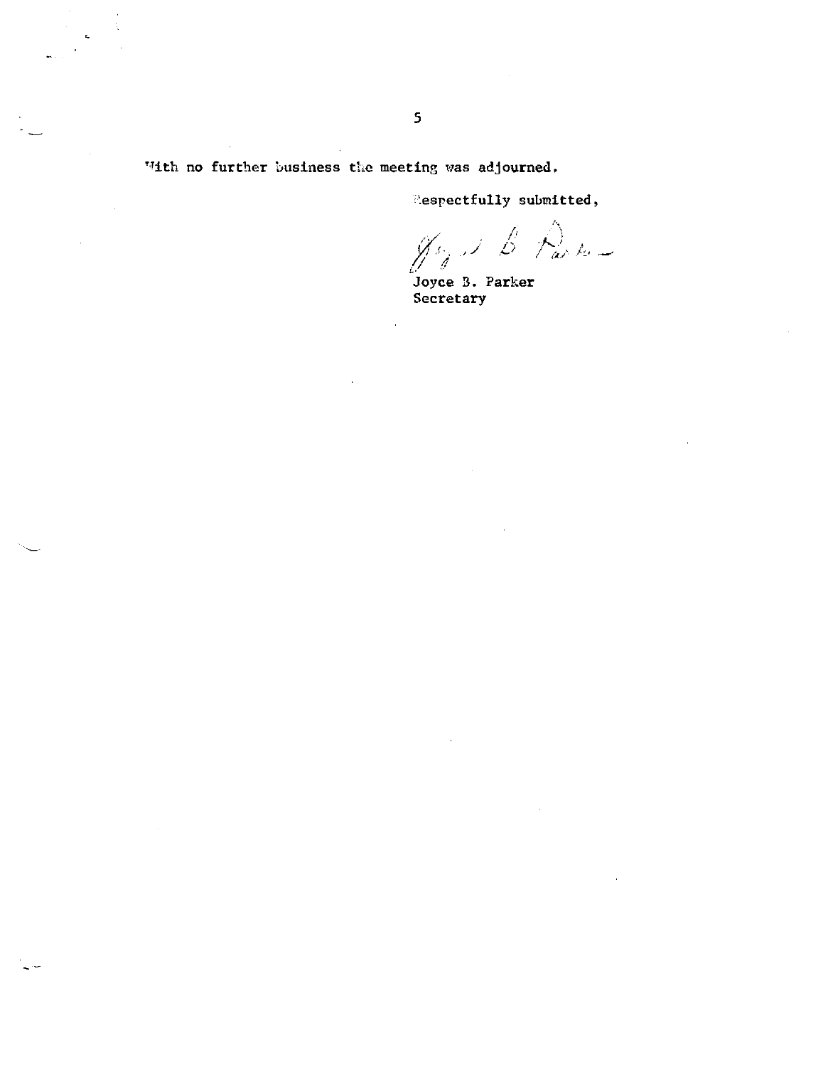With no further business the meeting was adjourned.

Respectfully submitted,

Joyce B. Parker
Secretary